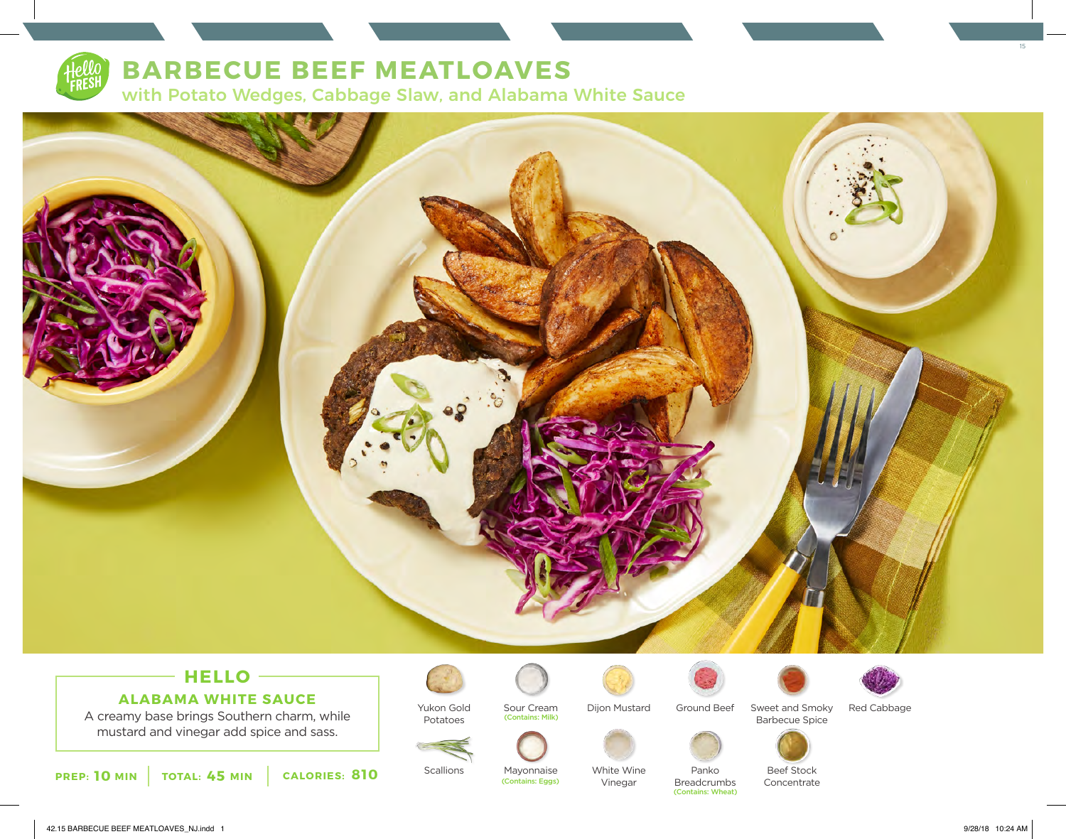# BARBECUE BEEF MEATLOAVES

## with Potato Wedges, Cabbage Slaw, and Alabama White Sauce

### HELLO

**ALABAMA WHITE SAUCE**

A creamy base brings Southern charm, while mustard and vinegar add spice and sass.

**PREP: 10 MIN** | **TOTAL: 45 MIN** | **CALORIES: 810**

- Yukon Gold Potatoes
- Sour Cream (Contains: Milk)
- Dijon Mustard
- Ground Beef
- Sweet and Smoky Barbecue Spice
- Red Cabbage
- Scallions
- Mayonnaise (Contains: Eggs)
- White Wine Vinegar
- Panko Breadcrumbs (Contains: Wheat)
- Beef Stock Concentrate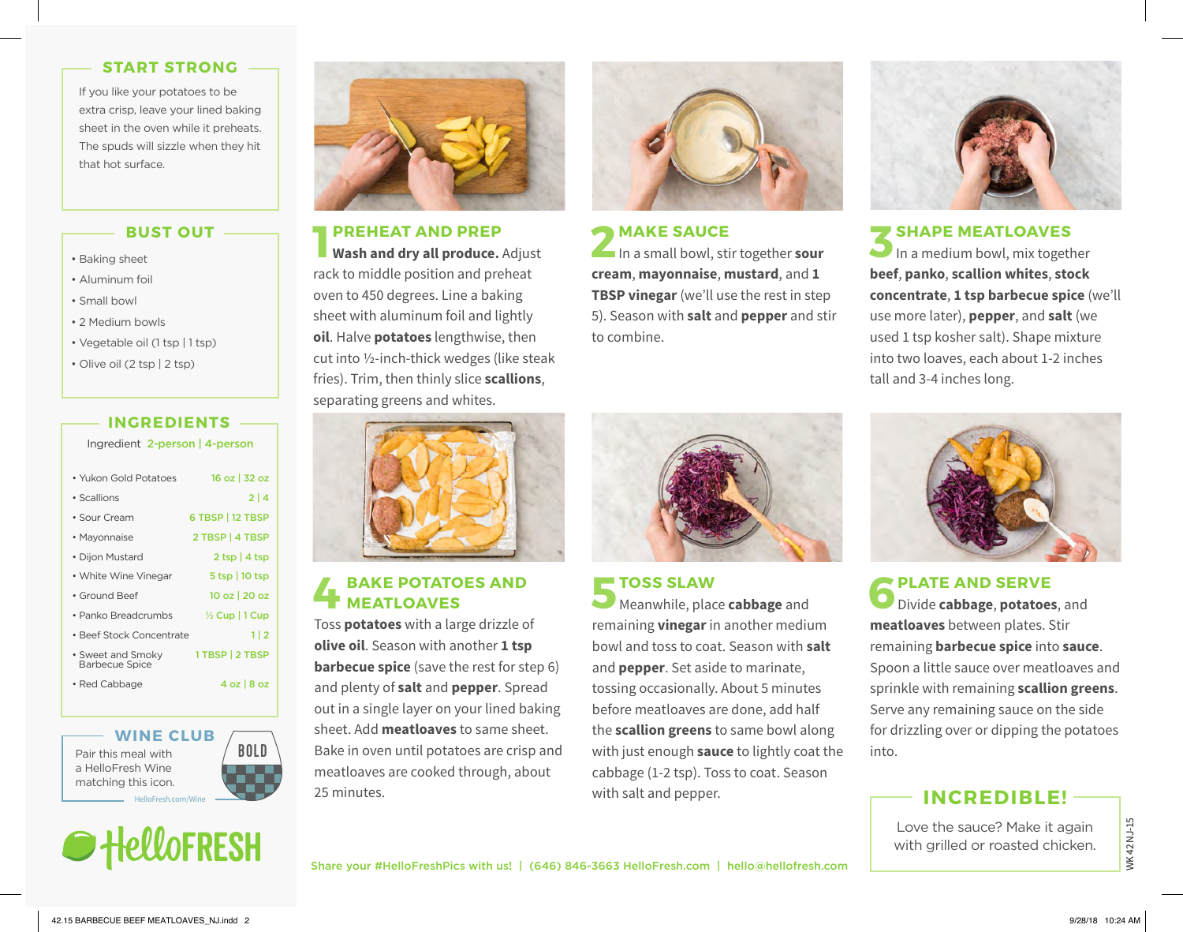## START STRONG

If you like your potatoes to be extra crisp, leave your lined baking sheet in the oven while it preheats. The spuds will sizzle when they hit that hot surface.

## BUST OUT

- Baking sheet
- Aluminum foil
- Small bowl
- 2 Medium bowls
- Vegetable oil (1 tsp | 1 tsp)
- Olive oil (2 tsp | 2 tsp)

## INGREDIENTS

| Ingredient | 2-person \| 4-person |
|---|---|
| Yukon Gold Potatoes | 16 oz \| 32 oz |
| Scallions | 2 \| 4 |
| Sour Cream | 6 TBSP \| 12 TBSP |
| Mayonnaise | 2 TBSP \| 4 TBSP |
| Dijon Mustard | 2 tsp \| 4 tsp |
| White Wine Vinegar | 5 tsp \| 10 tsp |
| Ground Beef | 10 oz \| 20 oz |
| Panko Breadcrumbs | ½ Cup \| 1 Cup |
| Beef Stock Concentrate | 1 \| 2 |
| Sweet and Smoky Barbecue Spice | 1 TBSP \| 2 TBSP |
| Red Cabbage | 4 oz \| 8 oz |

## WINE CLUB

Pair this meal with a HelloFresh Wine matching this icon.

BOLD

HelloFresh.com/Wine

HelloFRESH

## 1 PREHEAT AND PREP

**Wash and dry all produce.** Adjust rack to middle position and preheat oven to 450 degrees. Line a baking sheet with aluminum foil and lightly **oil**. Halve **potatoes** lengthwise, then cut into ½-inch-thick wedges (like steak fries). Trim, then thinly slice **scallions**, separating greens and whites.

## 2 MAKE SAUCE

In a small bowl, stir together **sour cream**, **mayonnaise**, **mustard**, and **1 TBSP vinegar** (we'll use the rest in step 5). Season with **salt** and **pepper** and stir to combine.

## 3 SHAPE MEATLOAVES

In a medium bowl, mix together **beef**, **panko**, **scallion whites**, **stock concentrate**, **1 tsp barbecue spice** (we'll use more later), **pepper**, and **salt** (we used 1 tsp kosher salt). Shape mixture into two loaves, each about 1-2 inches tall and 3-4 inches long.

## 4 BAKE POTATOES AND MEATLOAVES

Toss **potatoes** with a large drizzle of **olive oil**. Season with another **1 tsp barbecue spice** (save the rest for step 6) and plenty of **salt** and **pepper**. Spread out in a single layer on your lined baking sheet. Add **meatloaves** to same sheet. Bake in oven until potatoes are crisp and meatloaves are cooked through, about 25 minutes.

## 5 TOSS SLAW

Meanwhile, place **cabbage** and remaining **vinegar** in another medium bowl and toss to coat. Season with **salt** and **pepper**. Set aside to marinate, tossing occasionally. About 5 minutes before meatloaves are done, add half the **scallion greens** to same bowl along with just enough **sauce** to lightly coat the cabbage (1-2 tsp). Toss to coat. Season with salt and pepper.

## 6 PLATE AND SERVE

Divide **cabbage**, **potatoes**, and **meatloaves** between plates. Stir remaining **barbecue spice** into **sauce**. Spoon a little sauce over meatloaves and sprinkle with remaining **scallion greens**. Serve any remaining sauce on the side for drizzling over or dipping the potatoes into.

## INCREDIBLE!

Love the sauce? Make it again with grilled or roasted chicken.

Share your #HelloFreshPics with us! | (646) 846-3663 HelloFresh.com | hello@hellofresh.com

WK 42 NJ-15